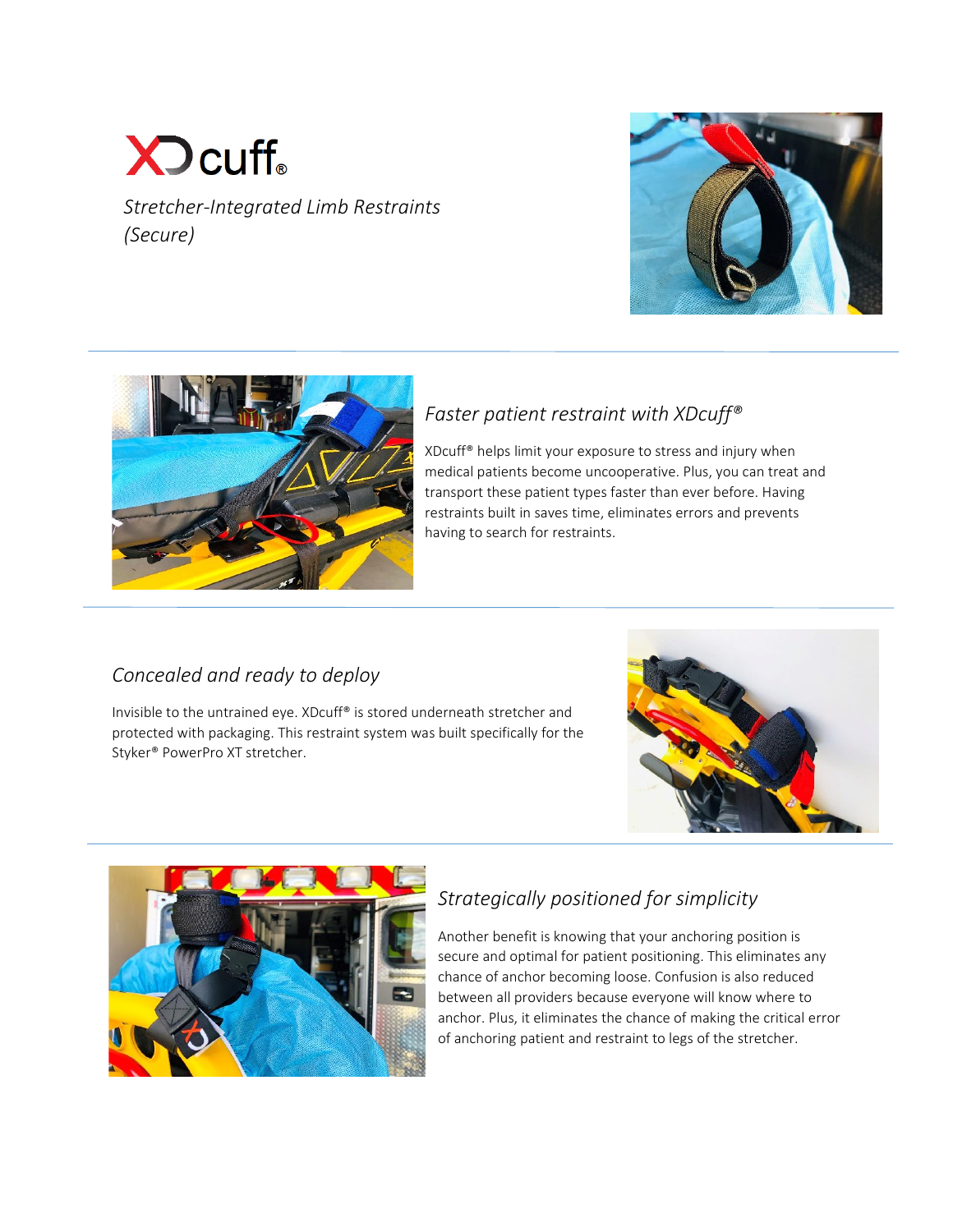# XDcuff®

*Stretcher-Integrated Limb Restraints (Secure)*

---

## *Faster patient restraint with XDcuff®*

XDcuff® helps limit your exposure to stress and injury when medical patients become uncooperative. Plus, you can treat and transport these patient types faster than ever before. Having restraints built in saves time, eliminates errors and prevents having to search for restraints.

---

## *Concealed and ready to deploy*

Invisible to the untrained eye. XDcuff® is stored underneath stretcher and protected with packaging. This restraint system was built specifically for the Styker® PowerPro XT stretcher.

---

## *Strategically positioned for simplicity*

Another benefit is knowing that your anchoring position is secure and optimal for patient positioning. This eliminates any chance of anchor becoming loose. Confusion is also reduced between all providers because everyone will know where to anchor. Plus, it eliminates the chance of making the critical error of anchoring patient and restraint to legs of the stretcher.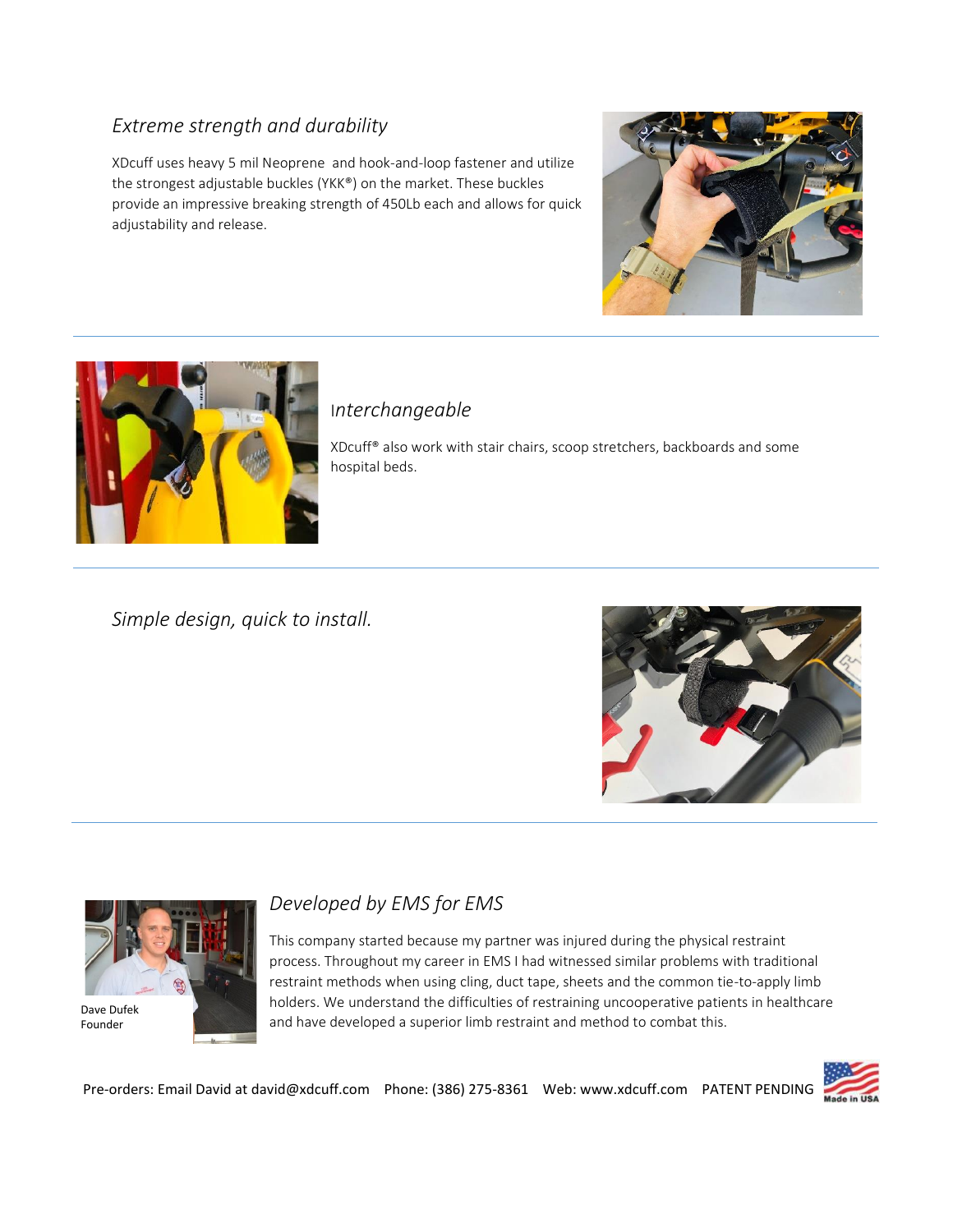*Extreme strength and durability*

XDcuff uses heavy 5 mil Neoprene  and hook-and-loop fastener and utilize the strongest adjustable buckles (YKK®) on the market. These buckles provide an impressive breaking strength of 450Lb each and allows for quick adjustability and release.

*Interchangeable*

XDcuff® also work with stair chairs, scoop stretchers, backboards and some hospital beds.

*Simple design, quick to install.*

*Developed by EMS for EMS*

Dave Dufek
Founder

This company started because my partner was injured during the physical restraint process. Throughout my career in EMS I had witnessed similar problems with traditional restraint methods when using cling, duct tape, sheets and the common tie-to-apply limb holders. We understand the difficulties of restraining uncooperative patients in healthcare and have developed a superior limb restraint and method to combat this.

Pre-orders: Email David at david@xdcuff.com    Phone: (386) 275-8361    Web: www.xdcuff.com    PATENT PENDING

Made in USA